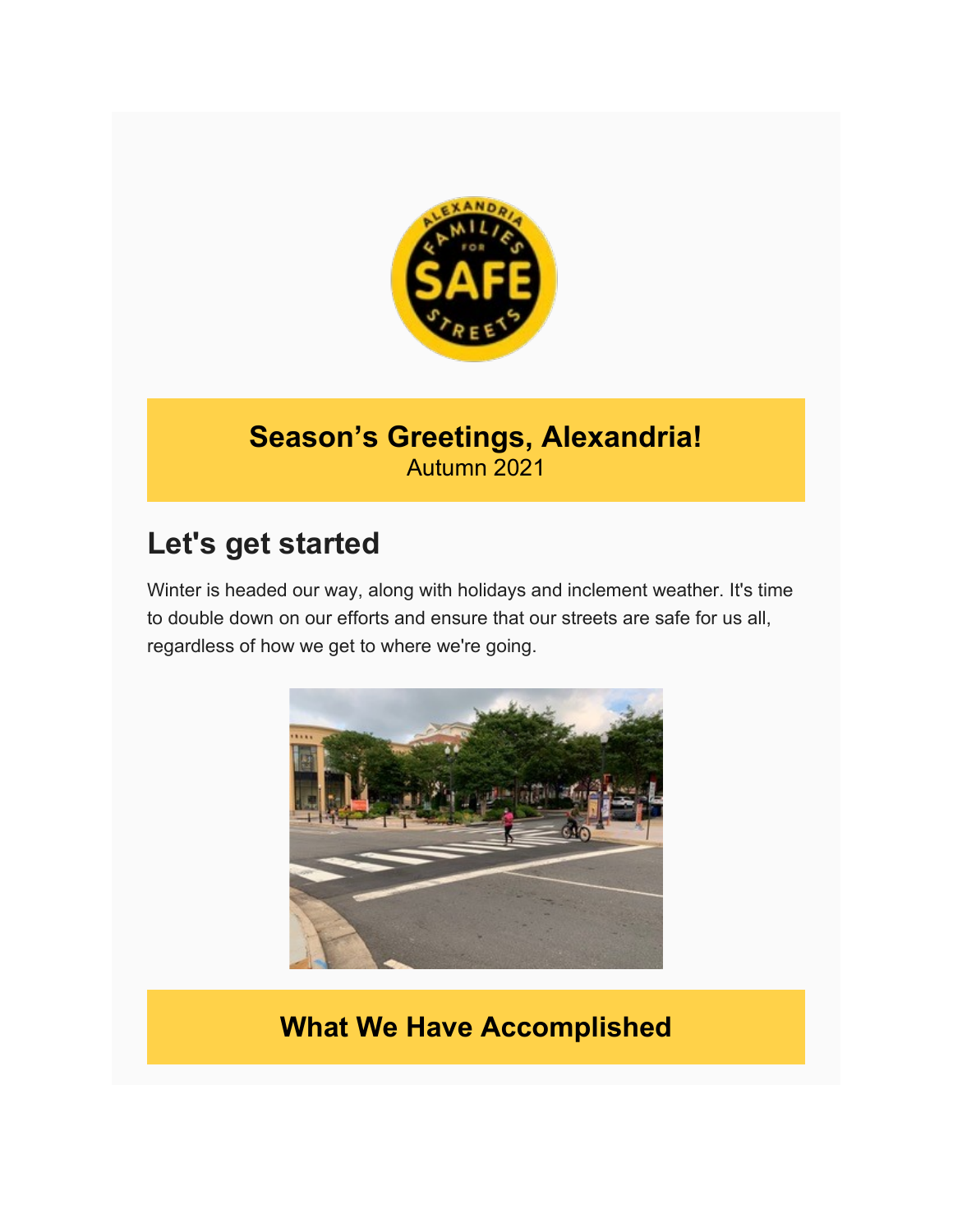## Season's Greetings, Alexandria!

Autumn 2021

## Let's get started

Winter is headed our way, along with holidays and inclement weather. It's time to double down on our efforts and ensure that our streets are safe for us all, regardless of how we get to where we're going.

## What We Have Accomplished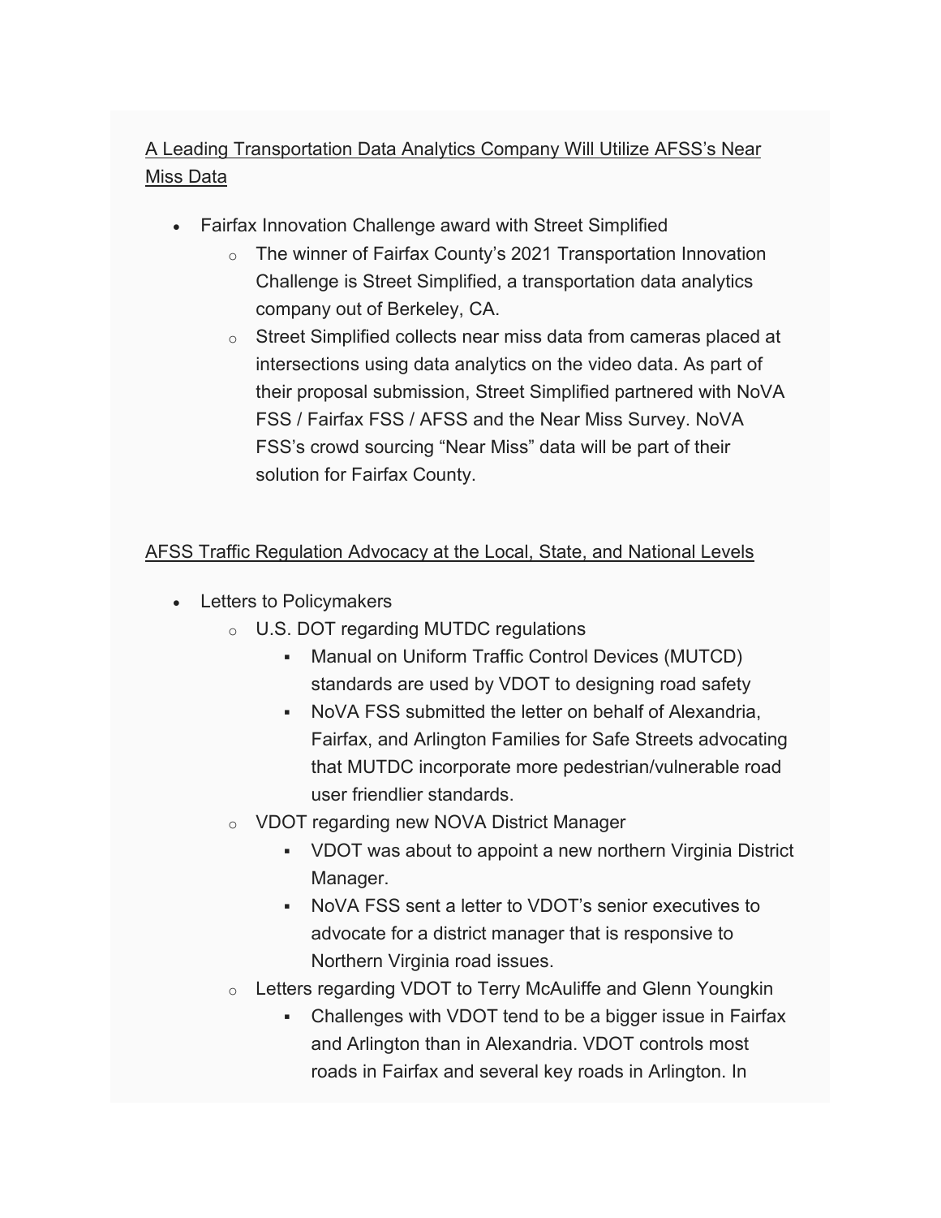<u>A Leading Transportation Data Analytics Company Will Utilize AFSS's Near Miss Data</u>

- Fairfax Innovation Challenge award with Street Simplified
  - The winner of Fairfax County's 2021 Transportation Innovation Challenge is Street Simplified, a transportation data analytics company out of Berkeley, CA.
  - Street Simplified collects near miss data from cameras placed at intersections using data analytics on the video data. As part of their proposal submission, Street Simplified partnered with NoVA FSS / Fairfax FSS / AFSS and the Near Miss Survey. NoVA FSS's crowd sourcing "Near Miss" data will be part of their solution for Fairfax County.

<u>AFSS Traffic Regulation Advocacy at the Local, State, and National Levels</u>

- Letters to Policymakers
  - U.S. DOT regarding MUTDC regulations
    - Manual on Uniform Traffic Control Devices (MUTCD) standards are used by VDOT to designing road safety
    - NoVA FSS submitted the letter on behalf of Alexandria, Fairfax, and Arlington Families for Safe Streets advocating that MUTDC incorporate more pedestrian/vulnerable road user friendlier standards.
  - VDOT regarding new NOVA District Manager
    - VDOT was about to appoint a new northern Virginia District Manager.
    - NoVA FSS sent a letter to VDOT's senior executives to advocate for a district manager that is responsive to Northern Virginia road issues.
  - Letters regarding VDOT to Terry McAuliffe and Glenn Youngkin
    - Challenges with VDOT tend to be a bigger issue in Fairfax and Arlington than in Alexandria. VDOT controls most roads in Fairfax and several key roads in Arlington. In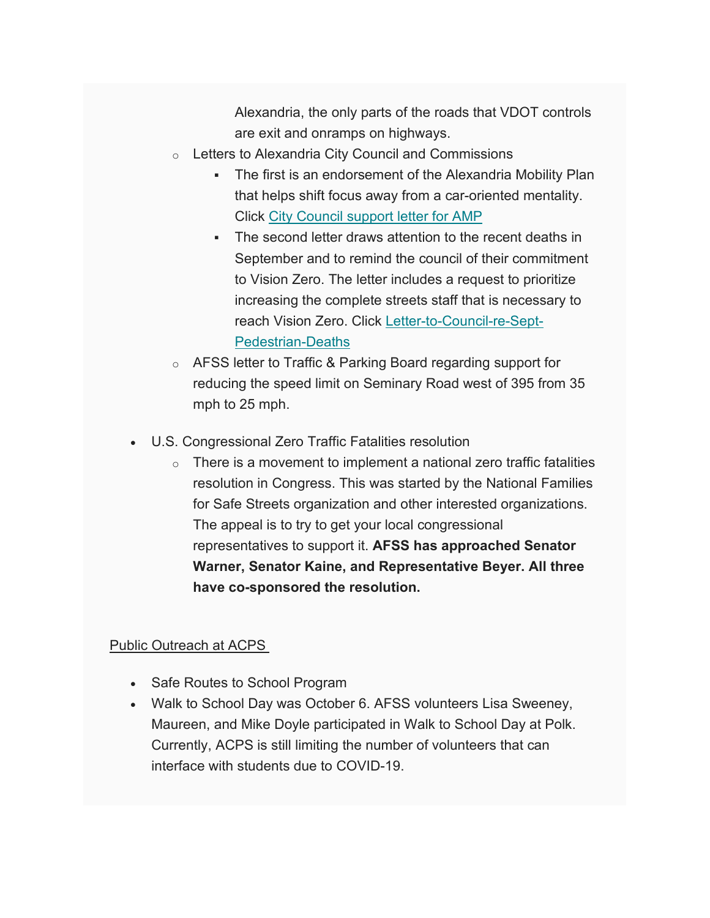- Alexandria, the only parts of the roads that VDOT controls are exit and onramps on highways.
    - Letters to Alexandria City Council and Commissions
        - The first is an endorsement of the Alexandria Mobility Plan that helps shift focus away from a car-oriented mentality. Click [City Council support letter for AMP]
        - The second letter draws attention to the recent deaths in September and to remind the council of their commitment to Vision Zero. The letter includes a request to prioritize increasing the complete streets staff that is necessary to reach Vision Zero. Click [Letter-to-Council-re-Sept-Pedestrian-Deaths]
    - AFSS letter to Traffic & Parking Board regarding support for reducing the speed limit on Seminary Road west of 395 from 35 mph to 25 mph.

- U.S. Congressional Zero Traffic Fatalities resolution
    - There is a movement to implement a national zero traffic fatalities resolution in Congress. This was started by the National Families for Safe Streets organization and other interested organizations. The appeal is to try to get your local congressional representatives to support it. **AFSS has approached Senator Warner, Senator Kaine, and Representative Beyer. All three have co-sponsored the resolution.**

Public Outreach at ACPS

- Safe Routes to School Program
- Walk to School Day was October 6. AFSS volunteers Lisa Sweeney, Maureen, and Mike Doyle participated in Walk to School Day at Polk. Currently, ACPS is still limiting the number of volunteers that can interface with students due to COVID-19.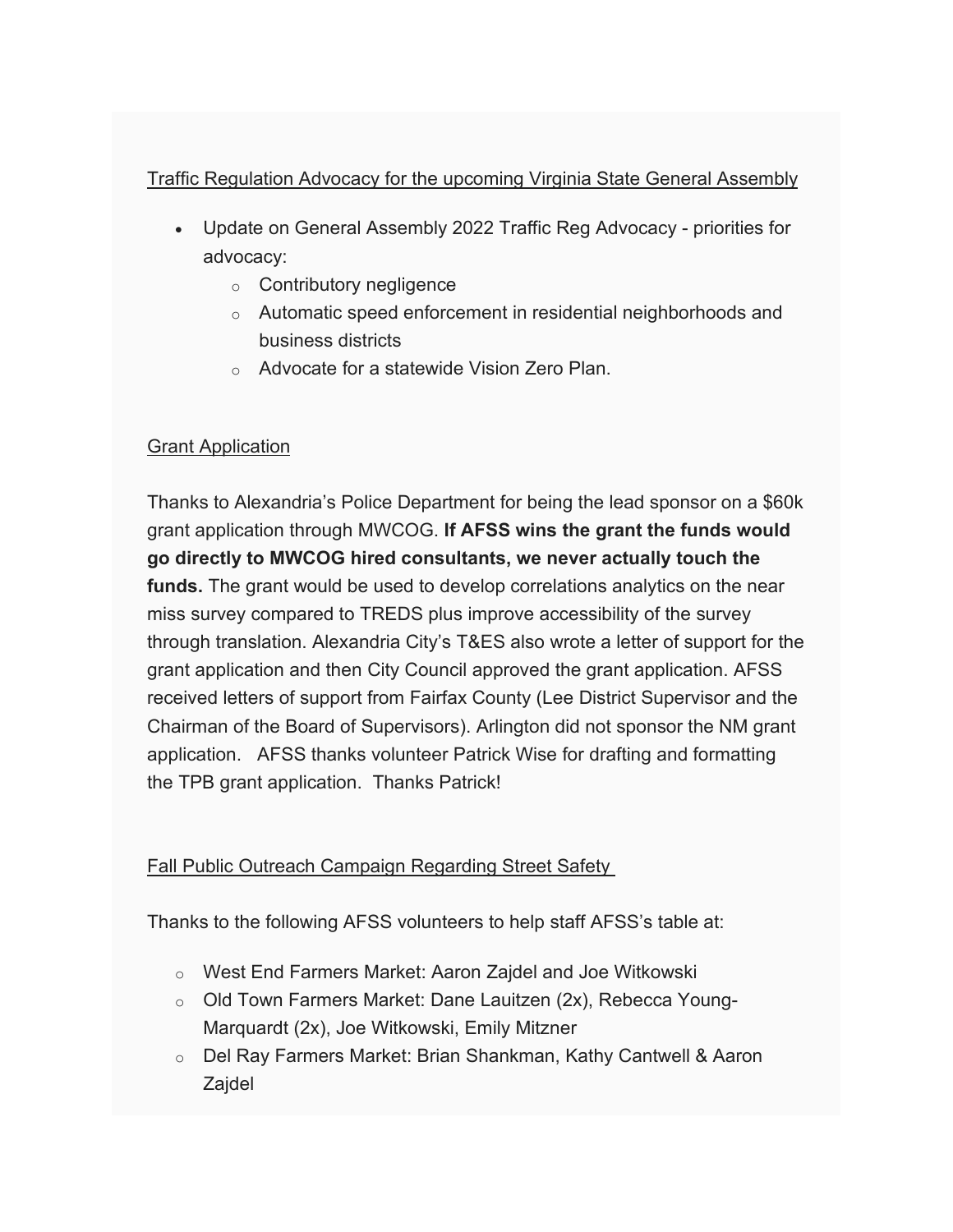<u>Traffic Regulation Advocacy for the upcoming Virginia State General Assembly</u>

- Update on General Assembly 2022 Traffic Reg Advocacy - priorities for advocacy:
  - Contributory negligence
  - Automatic speed enforcement in residential neighborhoods and business districts
  - Advocate for a statewide Vision Zero Plan.

<u>Grant Application</u>

Thanks to Alexandria's Police Department for being the lead sponsor on a $60k grant application through MWCOG. **If AFSS wins the grant the funds would go directly to MWCOG hired consultants, we never actually touch the funds.** The grant would be used to develop correlations analytics on the near miss survey compared to TREDS plus improve accessibility of the survey through translation. Alexandria City's T&ES also wrote a letter of support for the grant application and then City Council approved the grant application. AFSS received letters of support from Fairfax County (Lee District Supervisor and the Chairman of the Board of Supervisors). Arlington did not sponsor the NM grant application. AFSS thanks volunteer Patrick Wise for drafting and formatting the TPB grant application. Thanks Patrick!

<u>Fall Public Outreach Campaign Regarding Street Safety</u>

Thanks to the following AFSS volunteers to help staff AFSS's table at:

- West End Farmers Market: Aaron Zajdel and Joe Witkowski
- Old Town Farmers Market: Dane Lauitzen (2x), Rebecca Young-Marquardt (2x), Joe Witkowski, Emily Mitzner
- Del Ray Farmers Market: Brian Shankman, Kathy Cantwell & Aaron Zajdel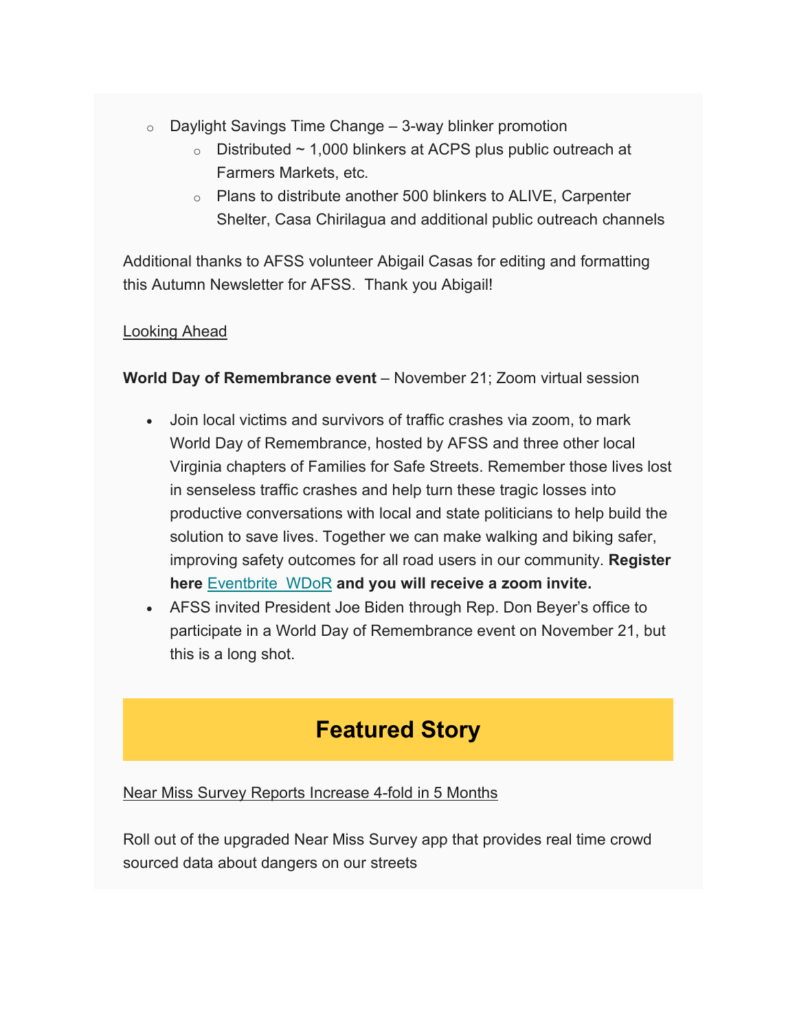- Daylight Savings Time Change – 3-way blinker promotion
    - Distributed ~ 1,000 blinkers at ACPS plus public outreach at Farmers Markets, etc.
    - Plans to distribute another 500 blinkers to ALIVE, Carpenter Shelter, Casa Chirilagua and additional public outreach channels

Additional thanks to AFSS volunteer Abigail Casas for editing and formatting this Autumn Newsletter for AFSS.  Thank you Abigail!

Looking Ahead

**World Day of Remembrance event** – November 21; Zoom virtual session

- Join local victims and survivors of traffic crashes via zoom, to mark World Day of Remembrance, hosted by AFSS and three other local Virginia chapters of Families for Safe Streets. Remember those lives lost in senseless traffic crashes and help turn these tragic losses into productive conversations with local and state politicians to help build the solution to save lives. Together we can make walking and biking safer, improving safety outcomes for all road users in our community. **Register here** Eventbrite_WDoR **and you will receive a zoom invite.**
- AFSS invited President Joe Biden through Rep. Don Beyer's office to participate in a World Day of Remembrance event on November 21, but this is a long shot.

## Featured Story

Near Miss Survey Reports Increase 4-fold in 5 Months

Roll out of the upgraded Near Miss Survey app that provides real time crowd sourced data about dangers on our streets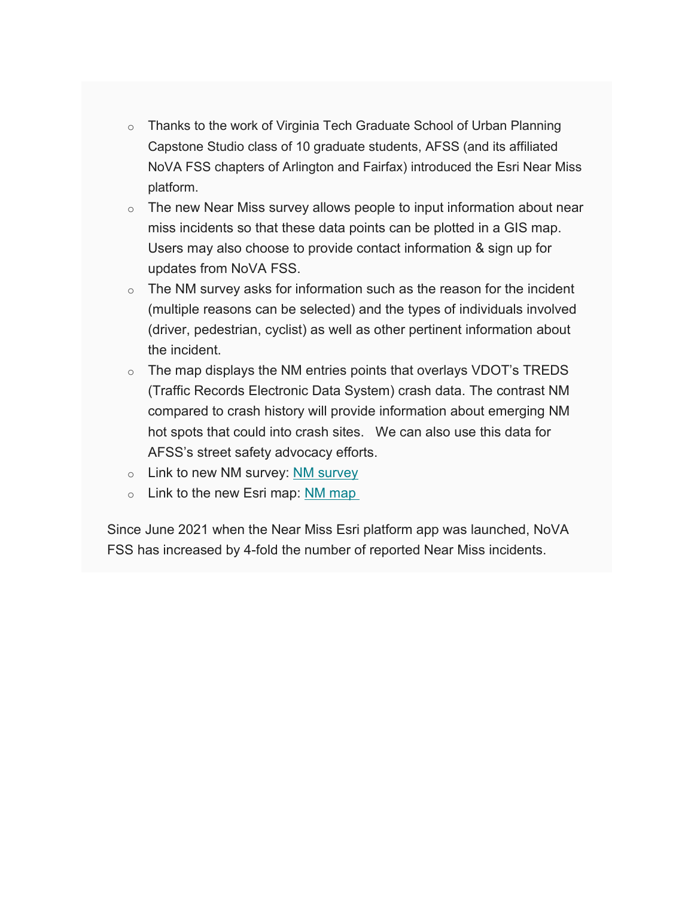- Thanks to the work of Virginia Tech Graduate School of Urban Planning Capstone Studio class of 10 graduate students, AFSS (and its affiliated NoVA FSS chapters of Arlington and Fairfax) introduced the Esri Near Miss platform.
- The new Near Miss survey allows people to input information about near miss incidents so that these data points can be plotted in a GIS map. Users may also choose to provide contact information & sign up for updates from NoVA FSS.
- The NM survey asks for information such as the reason for the incident (multiple reasons can be selected) and the types of individuals involved (driver, pedestrian, cyclist) as well as other pertinent information about the incident.
- The map displays the NM entries points that overlays VDOT's TREDS (Traffic Records Electronic Data System) crash data. The contrast NM compared to crash history will provide information about emerging NM hot spots that could into crash sites. We can also use this data for AFSS's street safety advocacy efforts.
- Link to new NM survey: NM survey
- Link to the new Esri map: NM map

Since June 2021 when the Near Miss Esri platform app was launched, NoVA FSS has increased by 4-fold the number of reported Near Miss incidents.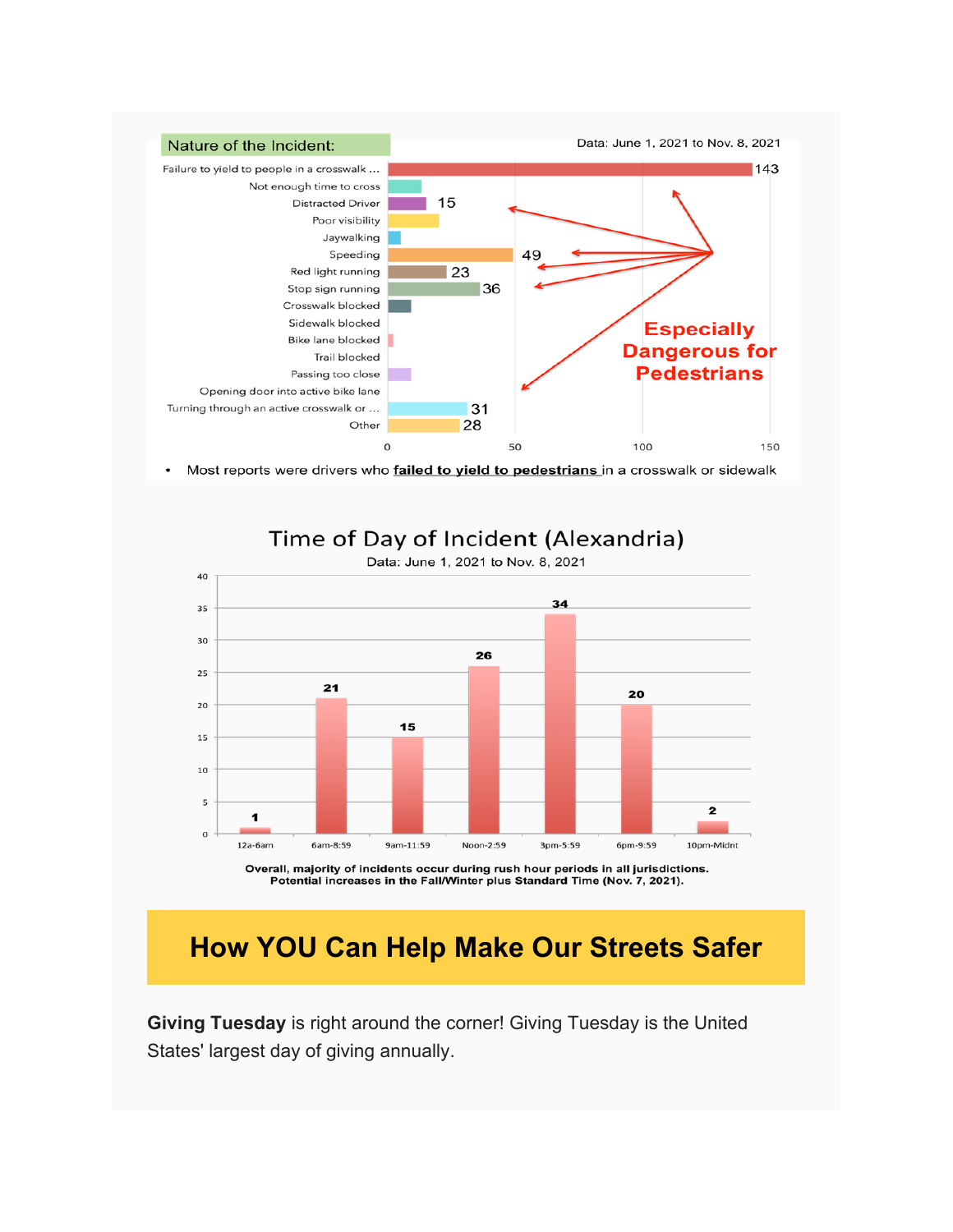**Nature of the Incident:**

Data: June 1, 2021 to Nov. 8, 2021

| Incident | Count |
|---|---|
| Failure to yield to people in a crosswalk ... | 143 |
| Not enough time to cross | |
| Distracted Driver | 15 |
| Poor visibility | |
| Jaywalking | |
| Speeding | 49 |
| Red light running | 23 |
| Stop sign running | 36 |
| Crosswalk blocked | |
| Sidewalk blocked | |
| Bike lane blocked | |
| Trail blocked | |
| Passing too close | |
| Opening door into active bike lane | |
| Turning through an active crosswalk or ... | 31 |
| Other | 28 |

Especially Dangerous for Pedestrians

- Most reports were drivers who <u>failed to yield to pedestrians</u> in a crosswalk or sidewalk

## Time of Day of Incident (Alexandria)

Data: June 1, 2021 to Nov. 8, 2021

| Time of Day | Incidents |
|---|---|
| 12a-6am | 1 |
| 6am-8:59 | 21 |
| 9am-11:59 | 15 |
| Noon-2:59 | 26 |
| 3pm-5:59 | 34 |
| 6pm-9:59 | 20 |
| 10pm-Midnt | 2 |

**Overall, majority of incidents occur during rush hour periods in all jurisdictions. Potential increases in the Fall/Winter plus Standard Time (Nov. 7, 2021).**

# How YOU Can Help Make Our Streets Safer

**Giving Tuesday** is right around the corner! Giving Tuesday is the United States' largest day of giving annually.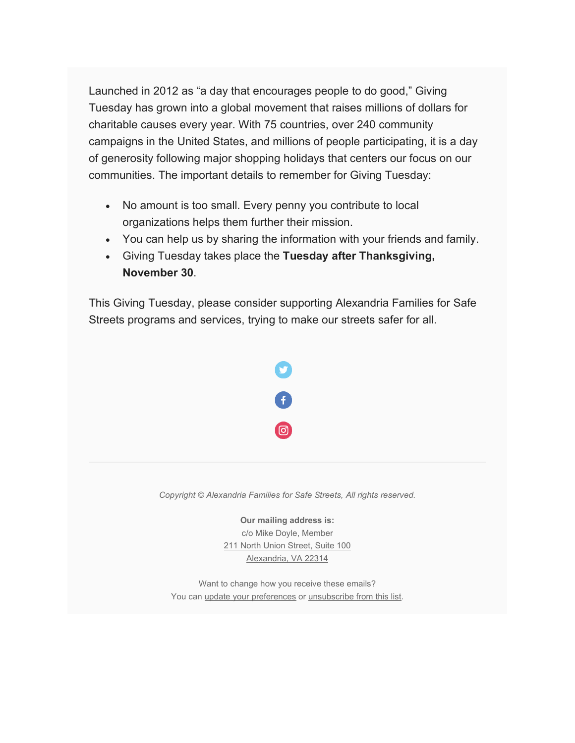Launched in 2012 as "a day that encourages people to do good," Giving Tuesday has grown into a global movement that raises millions of dollars for charitable causes every year. With 75 countries, over 240 community campaigns in the United States, and millions of people participating, it is a day of generosity following major shopping holidays that centers our focus on our communities. The important details to remember for Giving Tuesday:

- No amount is too small. Every penny you contribute to local organizations helps them further their mission.
- You can help us by sharing the information with your friends and family.
- Giving Tuesday takes place the **Tuesday after Thanksgiving, November 30**.

This Giving Tuesday, please consider supporting Alexandria Families for Safe Streets programs and services, trying to make our streets safer for all.

---

*Copyright © Alexandria Families for Safe Streets, All rights reserved.*

**Our mailing address is:**
c/o Mike Doyle, Member
211 North Union Street, Suite 100
Alexandria, VA 22314

Want to change how you receive these emails?
You can update your preferences or unsubscribe from this list.